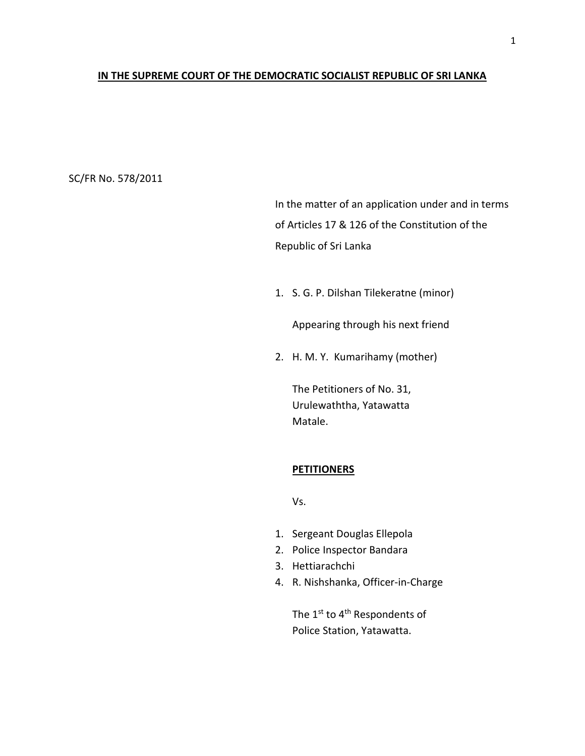**IN THE SUPREME COURT OF THE DEMOCRATIC SOCIALIST REPUBLIC OF SRI LANKA**

SC/FR No. 578/2011

In the matter of an application under and in terms of Articles 17 & 126 of the Constitution of the Republic of Sri Lanka

1. S. G. P. Dilshan Tilekeratne (minor)

   Appearing through his next friend

2. H. M. Y. Kumarihamy (mother)

   The Petitioners of No. 31,
   Urulewaththa, Yatawatta
   Matale.

   **PETITIONERS**

   Vs.

1. Sergeant Douglas Ellepola
2. Police Inspector Bandara
3. Hettiarachchi
4. R. Nishshanka, Officer-in-Charge

   The 1st to 4th Respondents of
   Police Station, Yatawatta.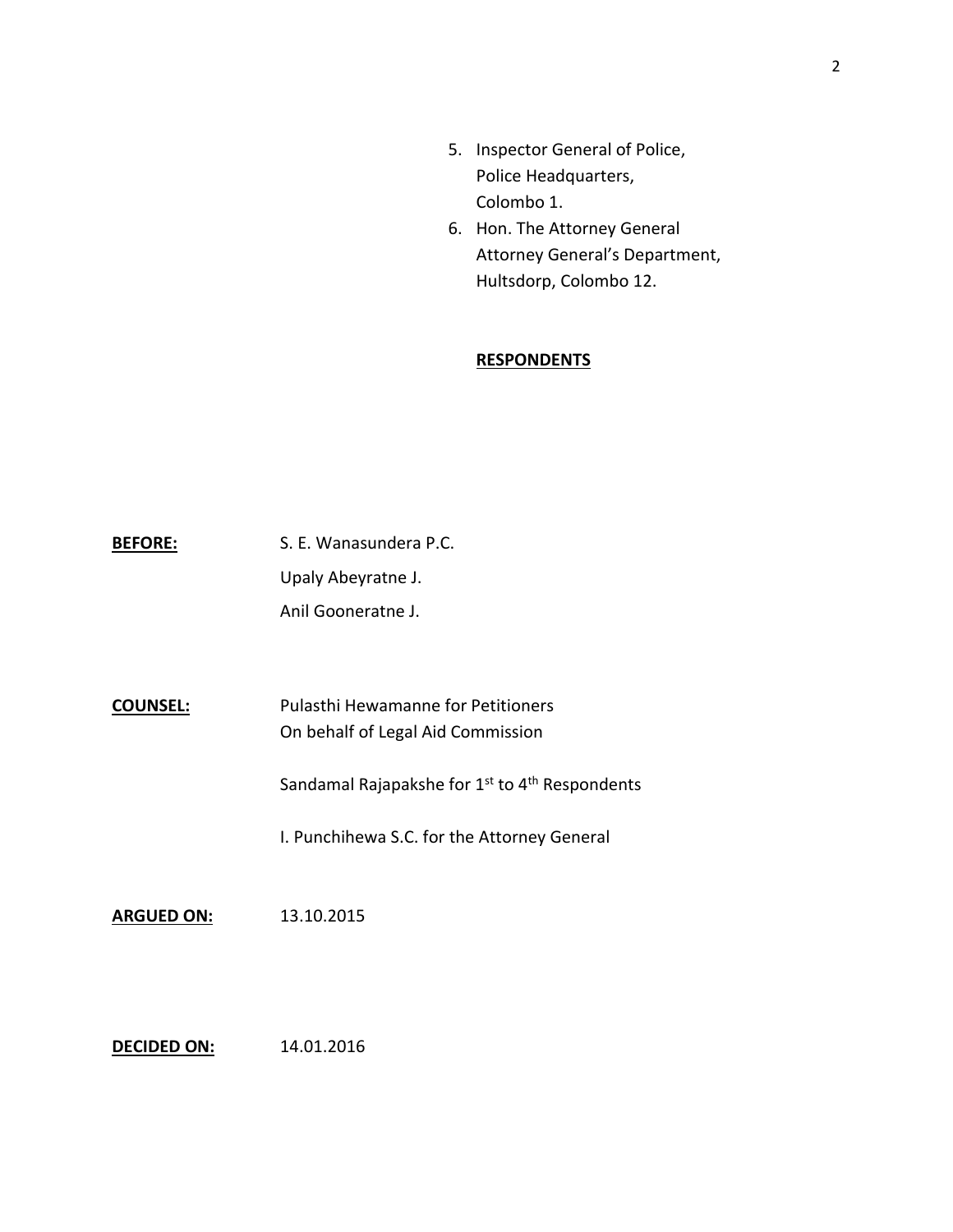5. Inspector General of Police,
   Police Headquarters,
   Colombo 1.
6. Hon. The Attorney General
   Attorney General's Department,
   Hultsdorp, Colombo 12.

**RESPONDENTS**

**BEFORE:** S. E. Wanasundera P.C.
Upaly Abeyratne J.
Anil Gooneratne J.

**COUNSEL:** Pulasthi Hewamanne for Petitioners
On behalf of Legal Aid Commission

Sandamal Rajapakshe for 1st to 4th Respondents

I. Punchihewa S.C. for the Attorney General

**ARGUED ON:** 13.10.2015

**DECIDED ON:** 14.01.2016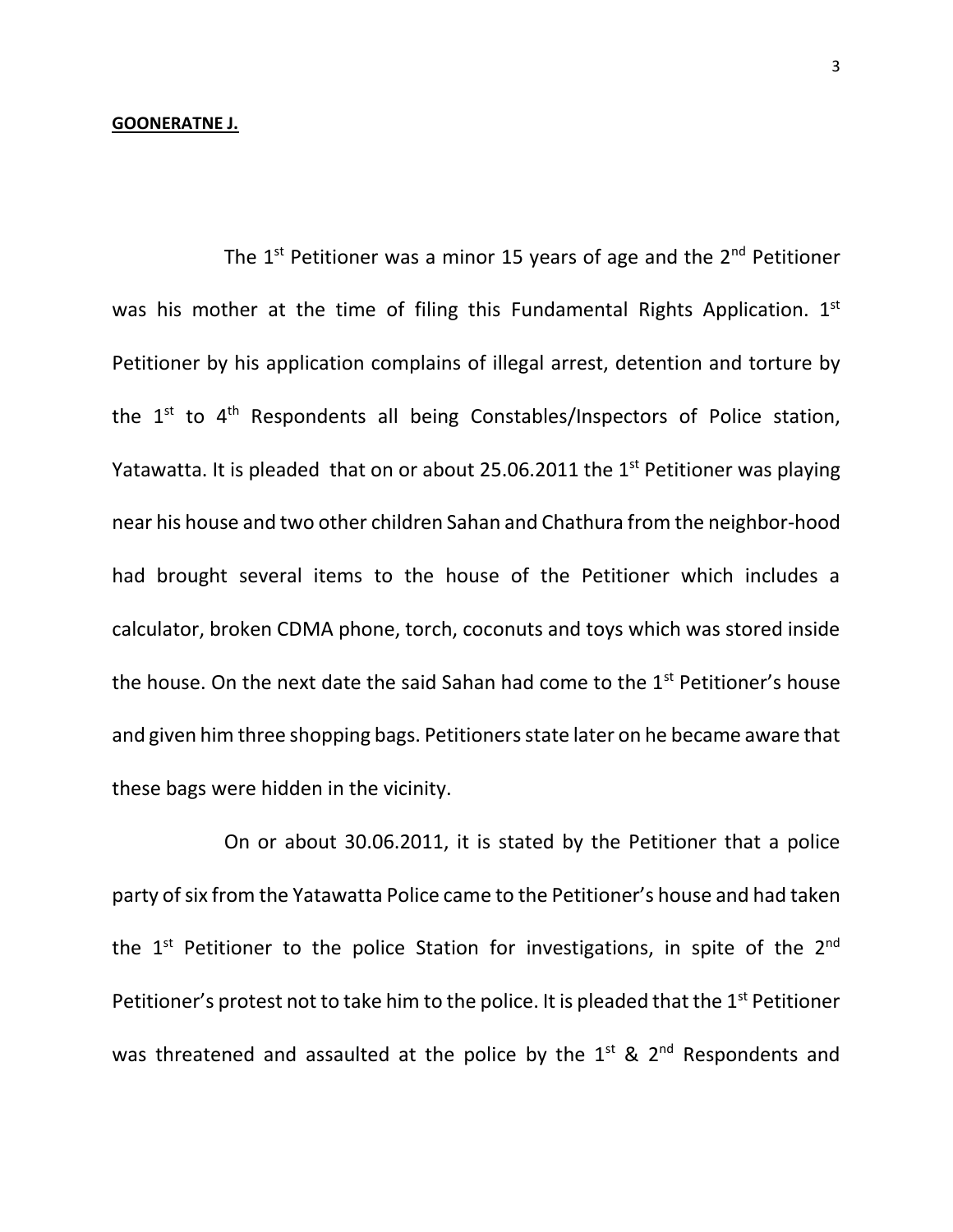**GOONERATNE J.**

The 1st Petitioner was a minor 15 years of age and the 2nd Petitioner was his mother at the time of filing this Fundamental Rights Application. 1st Petitioner by his application complains of illegal arrest, detention and torture by the 1st to 4th Respondents all being Constables/Inspectors of Police station, Yatawatta. It is pleaded that on or about 25.06.2011 the 1st Petitioner was playing near his house and two other children Sahan and Chathura from the neighbor-hood had brought several items to the house of the Petitioner which includes a calculator, broken CDMA phone, torch, coconuts and toys which was stored inside the house. On the next date the said Sahan had come to the 1st Petitioner's house and given him three shopping bags. Petitioners state later on he became aware that these bags were hidden in the vicinity.

On or about 30.06.2011, it is stated by the Petitioner that a police party of six from the Yatawatta Police came to the Petitioner's house and had taken the 1st Petitioner to the police Station for investigations, in spite of the 2nd Petitioner's protest not to take him to the police. It is pleaded that the 1st Petitioner was threatened and assaulted at the police by the 1st & 2nd Respondents and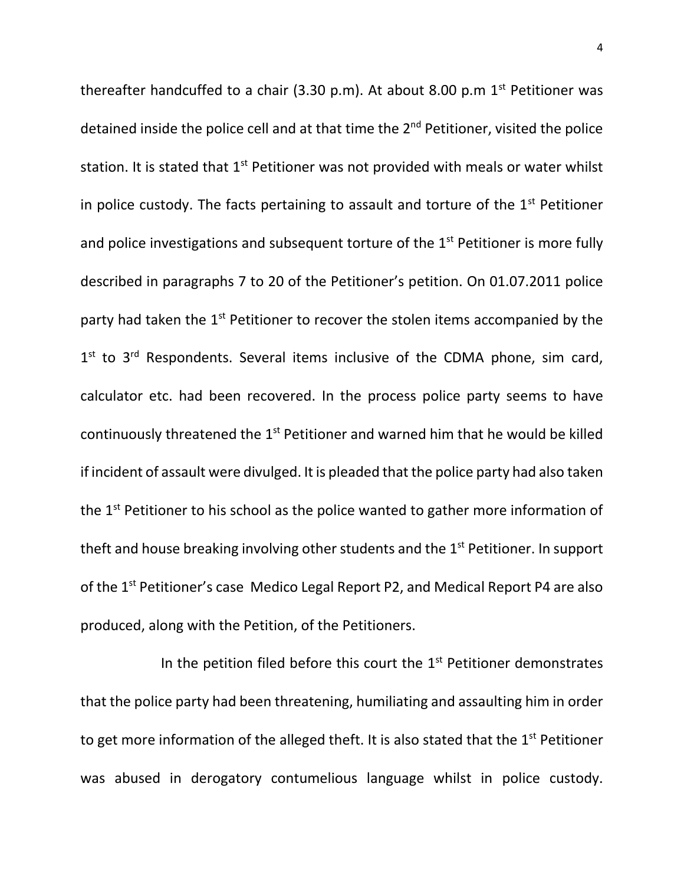thereafter handcuffed to a chair (3.30 p.m). At about 8.00 p.m 1st Petitioner was detained inside the police cell and at that time the 2nd Petitioner, visited the police station. It is stated that 1st Petitioner was not provided with meals or water whilst in police custody. The facts pertaining to assault and torture of the 1st Petitioner and police investigations and subsequent torture of the 1st Petitioner is more fully described in paragraphs 7 to 20 of the Petitioner's petition. On 01.07.2011 police party had taken the 1st Petitioner to recover the stolen items accompanied by the 1st to 3rd Respondents. Several items inclusive of the CDMA phone, sim card, calculator etc. had been recovered. In the process police party seems to have continuously threatened the 1st Petitioner and warned him that he would be killed if incident of assault were divulged. It is pleaded that the police party had also taken the 1st Petitioner to his school as the police wanted to gather more information of theft and house breaking involving other students and the 1st Petitioner. In support of the 1st Petitioner's case Medico Legal Report P2, and Medical Report P4 are also produced, along with the Petition, of the Petitioners.

In the petition filed before this court the 1st Petitioner demonstrates that the police party had been threatening, humiliating and assaulting him in order to get more information of the alleged theft. It is also stated that the 1st Petitioner was abused in derogatory contumelious language whilst in police custody.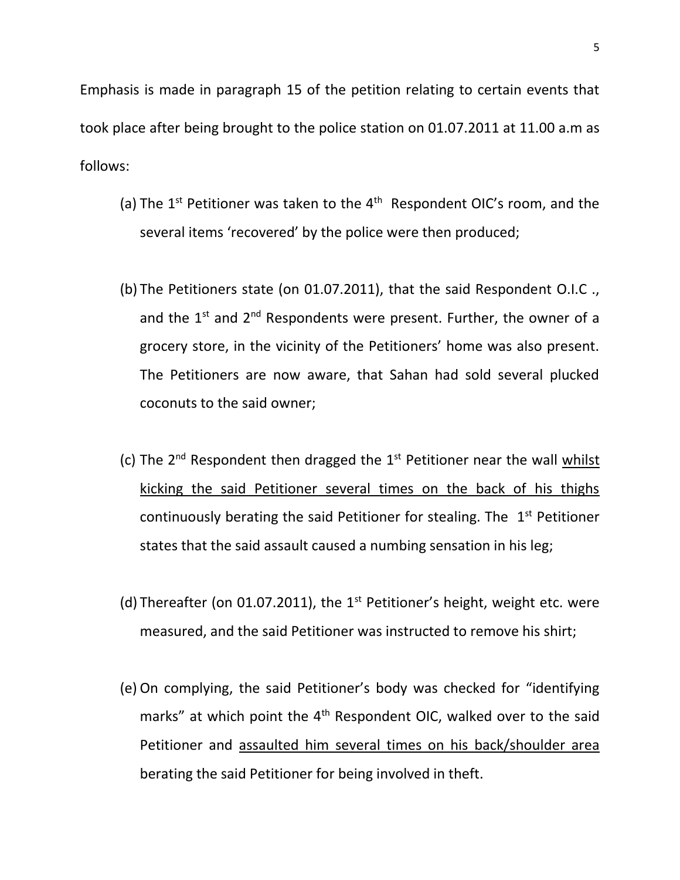Emphasis is made in paragraph 15 of the petition relating to certain events that took place after being brought to the police station on 01.07.2011 at 11.00 a.m as follows:

(a) The 1st Petitioner was taken to the 4th Respondent OIC's room, and the several items 'recovered' by the police were then produced;

(b) The Petitioners state (on 01.07.2011), that the said Respondent O.I.C ., and the 1st and 2nd Respondents were present. Further, the owner of a grocery store, in the vicinity of the Petitioners' home was also present. The Petitioners are now aware, that Sahan had sold several plucked coconuts to the said owner;

(c) The 2nd Respondent then dragged the 1st Petitioner near the wall <u>whilst kicking the said Petitioner several times on the back of his thighs</u> continuously berating the said Petitioner for stealing. The 1st Petitioner states that the said assault caused a numbing sensation in his leg;

(d) Thereafter (on 01.07.2011), the 1st Petitioner's height, weight etc. were measured, and the said Petitioner was instructed to remove his shirt;

(e) On complying, the said Petitioner's body was checked for "identifying marks" at which point the 4th Respondent OIC, walked over to the said Petitioner and <u>assaulted him several times on his back/shoulder area</u> berating the said Petitioner for being involved in theft.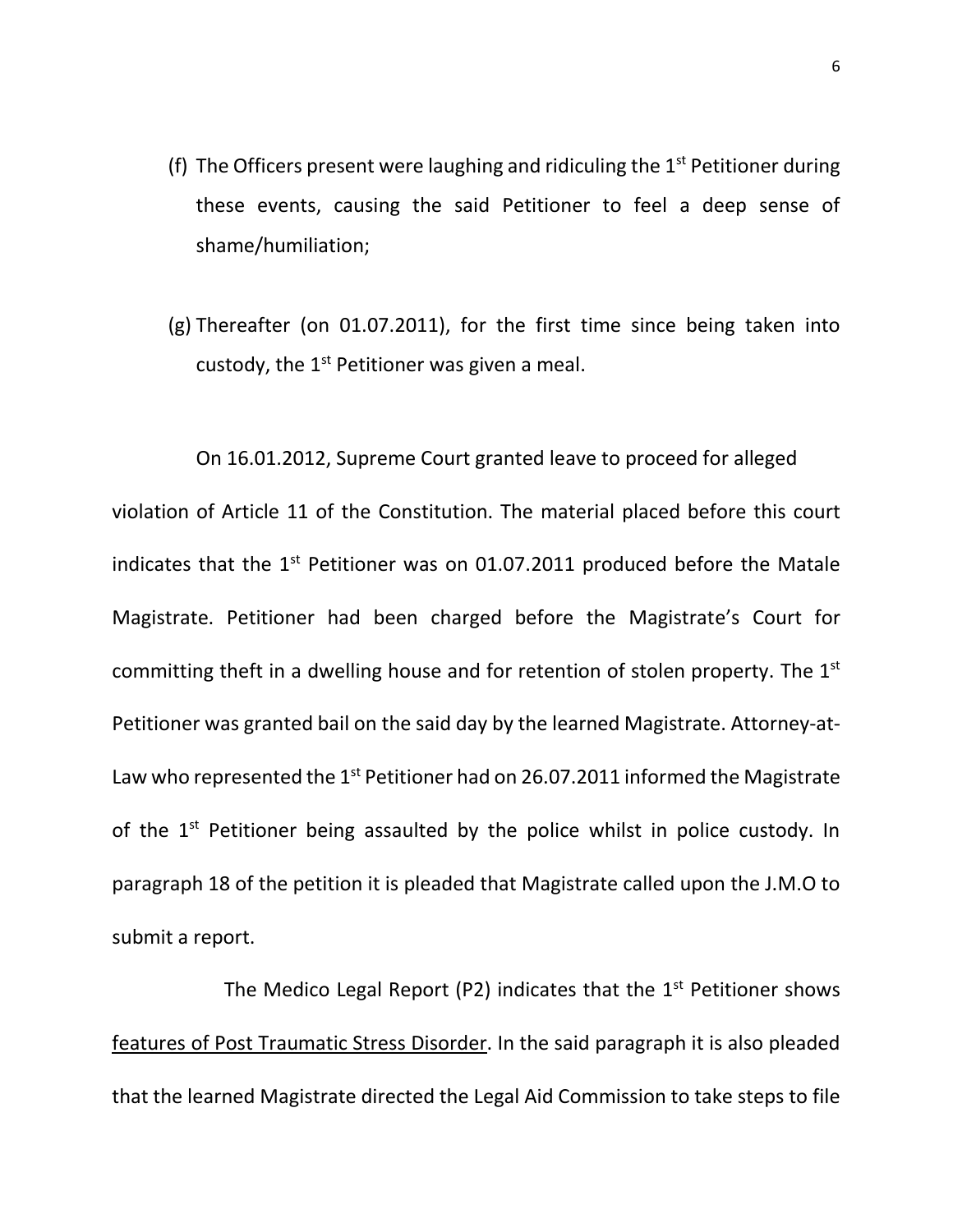(f) The Officers present were laughing and ridiculing the 1st Petitioner during these events, causing the said Petitioner to feel a deep sense of shame/humiliation;

(g) Thereafter (on 01.07.2011), for the first time since being taken into custody, the 1st Petitioner was given a meal.

On 16.01.2012, Supreme Court granted leave to proceed for alleged violation of Article 11 of the Constitution. The material placed before this court indicates that the 1st Petitioner was on 01.07.2011 produced before the Matale Magistrate. Petitioner had been charged before the Magistrate's Court for committing theft in a dwelling house and for retention of stolen property. The 1st Petitioner was granted bail on the said day by the learned Magistrate. Attorney-at-Law who represented the 1st Petitioner had on 26.07.2011 informed the Magistrate of the 1st Petitioner being assaulted by the police whilst in police custody. In paragraph 18 of the petition it is pleaded that Magistrate called upon the J.M.O to submit a report.

The Medico Legal Report (P2) indicates that the 1st Petitioner shows <u>features of Post Traumatic Stress Disorder</u>. In the said paragraph it is also pleaded that the learned Magistrate directed the Legal Aid Commission to take steps to file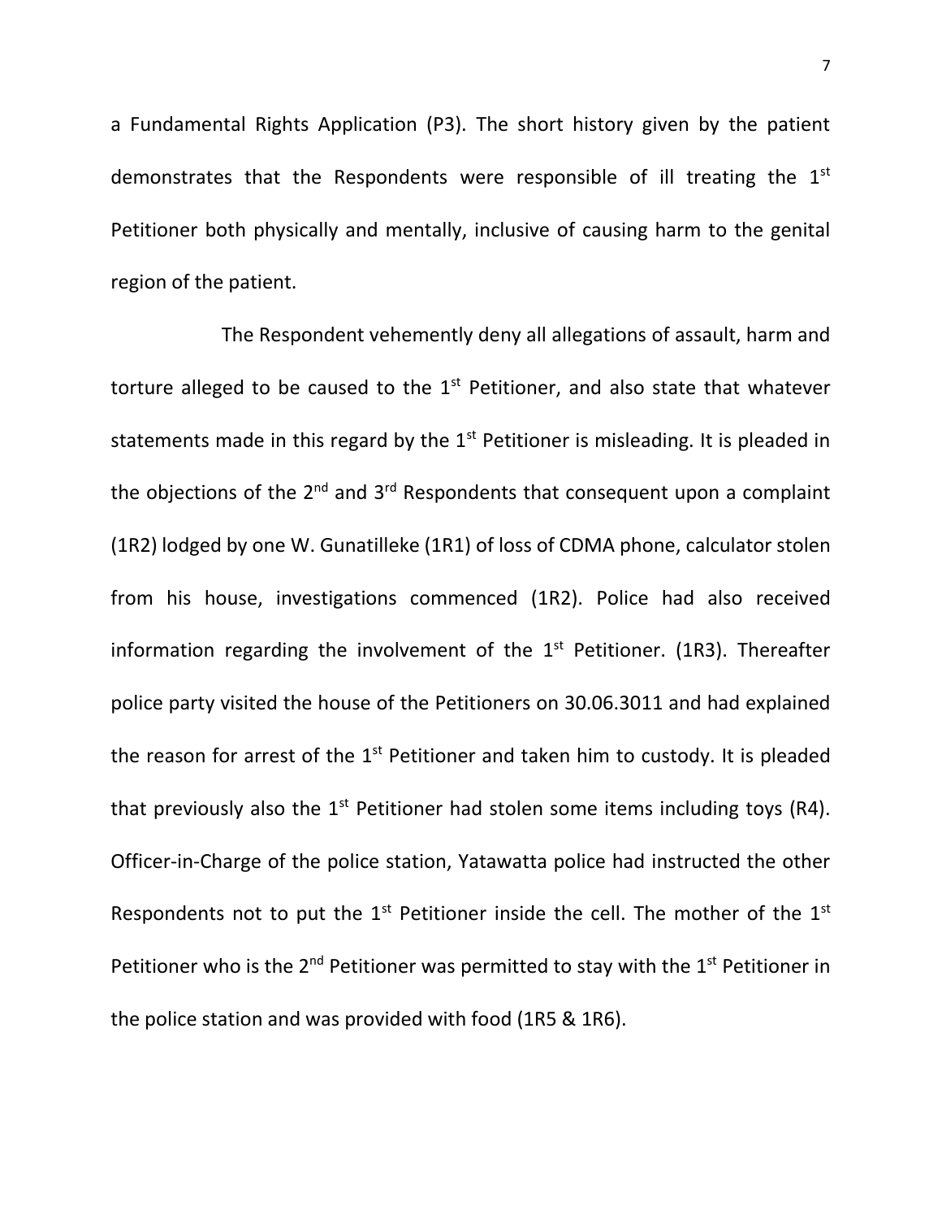a Fundamental Rights Application (P3). The short history given by the patient demonstrates that the Respondents were responsible of ill treating the 1st Petitioner both physically and mentally, inclusive of causing harm to the genital region of the patient.

The Respondent vehemently deny all allegations of assault, harm and torture alleged to be caused to the 1st Petitioner, and also state that whatever statements made in this regard by the 1st Petitioner is misleading. It is pleaded in the objections of the 2nd and 3rd Respondents that consequent upon a complaint (1R2) lodged by one W. Gunatilleke (1R1) of loss of CDMA phone, calculator stolen from his house, investigations commenced (1R2). Police had also received information regarding the involvement of the 1st Petitioner. (1R3). Thereafter police party visited the house of the Petitioners on 30.06.3011 and had explained the reason for arrest of the 1st Petitioner and taken him to custody. It is pleaded that previously also the 1st Petitioner had stolen some items including toys (R4). Officer-in-Charge of the police station, Yatawatta police had instructed the other Respondents not to put the 1st Petitioner inside the cell. The mother of the 1st Petitioner who is the 2nd Petitioner was permitted to stay with the 1st Petitioner in the police station and was provided with food (1R5 & 1R6).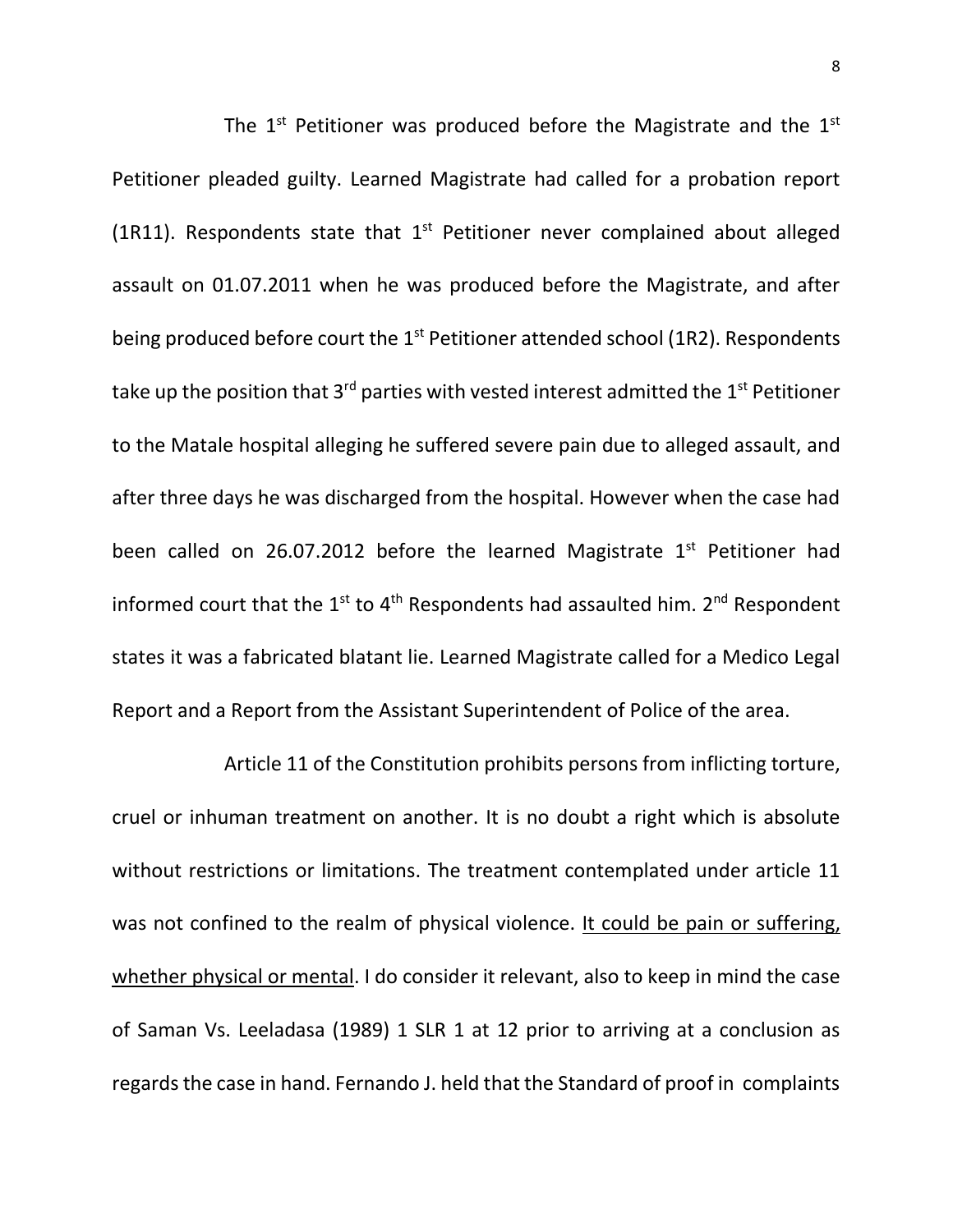The 1[st] Petitioner was produced before the Magistrate and the 1[st] Petitioner pleaded guilty. Learned Magistrate had called for a probation report (1R11). Respondents state that 1[st] Petitioner never complained about alleged assault on 01.07.2011 when he was produced before the Magistrate, and after being produced before court the 1[st] Petitioner attended school (1R2). Respondents take up the position that 3[rd] parties with vested interest admitted the 1[st] Petitioner to the Matale hospital alleging he suffered severe pain due to alleged assault, and after three days he was discharged from the hospital. However when the case had been called on 26.07.2012 before the learned Magistrate 1[st] Petitioner had informed court that the 1[st] to 4[th] Respondents had assaulted him. 2[nd] Respondent states it was a fabricated blatant lie. Learned Magistrate called for a Medico Legal Report and a Report from the Assistant Superintendent of Police of the area.

Article 11 of the Constitution prohibits persons from inflicting torture, cruel or inhuman treatment on another. It is no doubt a right which is absolute without restrictions or limitations. The treatment contemplated under article 11 was not confined to the realm of physical violence. <u>It could be pain or suffering, whether physical or mental</u>. I do consider it relevant, also to keep in mind the case of Saman Vs. Leeladasa (1989) 1 SLR 1 at 12 prior to arriving at a conclusion as regards the case in hand. Fernando J. held that the Standard of proof in complaints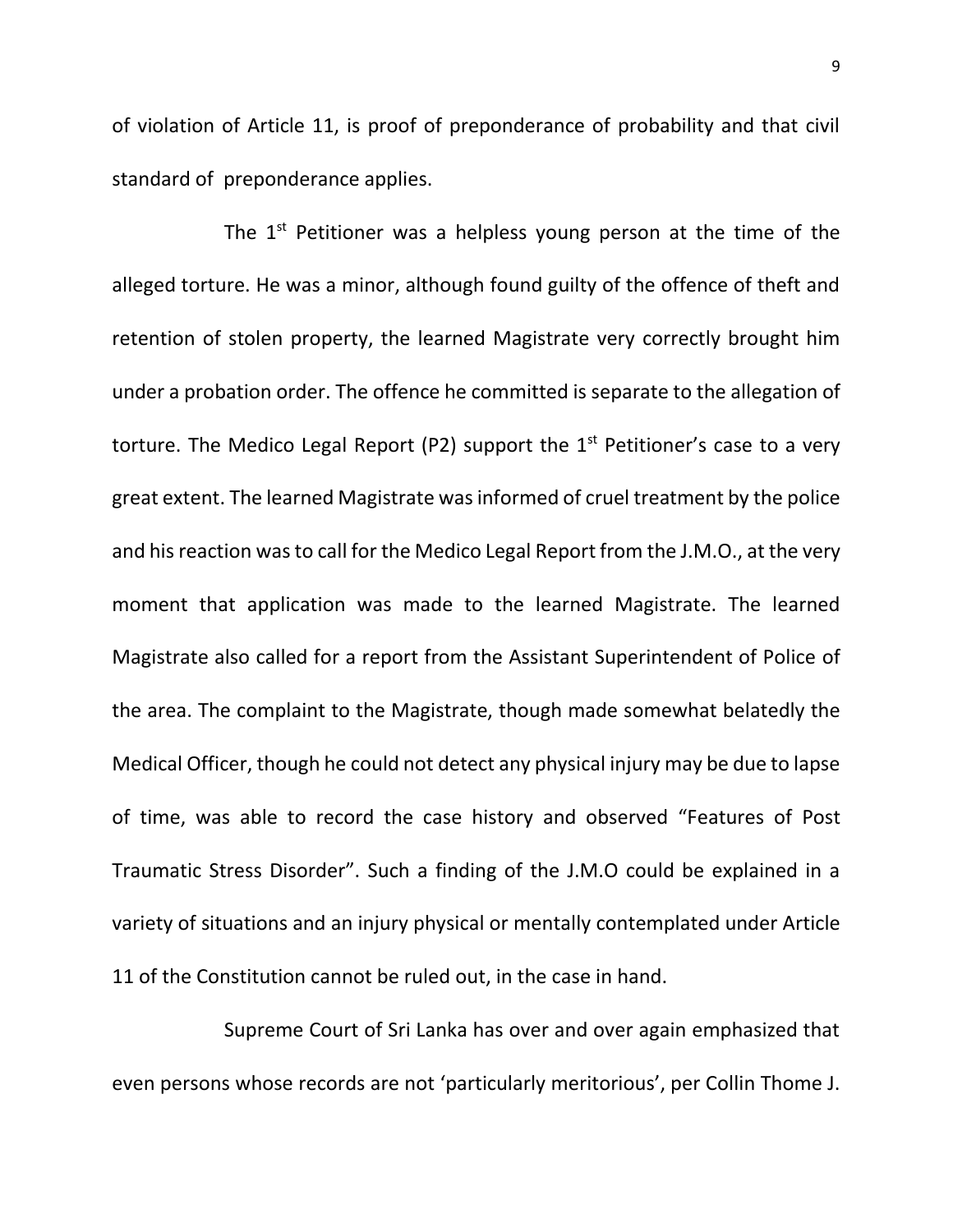of violation of Article 11, is proof of preponderance of probability and that civil standard of preponderance applies.

The 1st Petitioner was a helpless young person at the time of the alleged torture. He was a minor, although found guilty of the offence of theft and retention of stolen property, the learned Magistrate very correctly brought him under a probation order. The offence he committed is separate to the allegation of torture. The Medico Legal Report (P2) support the 1st Petitioner's case to a very great extent. The learned Magistrate was informed of cruel treatment by the police and his reaction was to call for the Medico Legal Report from the J.M.O., at the very moment that application was made to the learned Magistrate. The learned Magistrate also called for a report from the Assistant Superintendent of Police of the area. The complaint to the Magistrate, though made somewhat belatedly the Medical Officer, though he could not detect any physical injury may be due to lapse of time, was able to record the case history and observed "Features of Post Traumatic Stress Disorder". Such a finding of the J.M.O could be explained in a variety of situations and an injury physical or mentally contemplated under Article 11 of the Constitution cannot be ruled out, in the case in hand.

Supreme Court of Sri Lanka has over and over again emphasized that even persons whose records are not 'particularly meritorious', per Collin Thome J.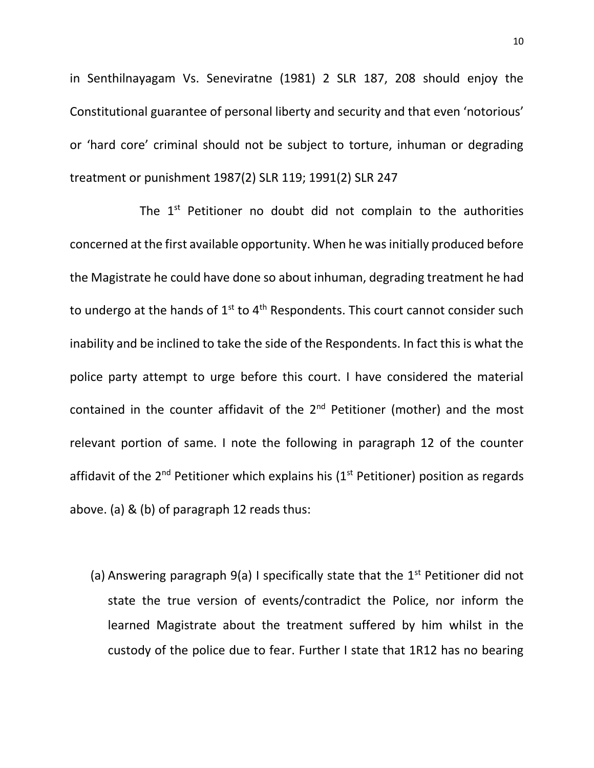in Senthilnayagam Vs. Seneviratne (1981) 2 SLR 187, 208 should enjoy the Constitutional guarantee of personal liberty and security and that even 'notorious' or 'hard core' criminal should not be subject to torture, inhuman or degrading treatment or punishment 1987(2) SLR 119; 1991(2) SLR 247

The 1st Petitioner no doubt did not complain to the authorities concerned at the first available opportunity. When he was initially produced before the Magistrate he could have done so about inhuman, degrading treatment he had to undergo at the hands of 1st to 4th Respondents. This court cannot consider such inability and be inclined to take the side of the Respondents. In fact this is what the police party attempt to urge before this court. I have considered the material contained in the counter affidavit of the 2nd Petitioner (mother) and the most relevant portion of same. I note the following in paragraph 12 of the counter affidavit of the 2nd Petitioner which explains his (1st Petitioner) position as regards above. (a) & (b) of paragraph 12 reads thus:

(a) Answering paragraph 9(a) I specifically state that the 1st Petitioner did not state the true version of events/contradict the Police, nor inform the learned Magistrate about the treatment suffered by him whilst in the custody of the police due to fear. Further I state that 1R12 has no bearing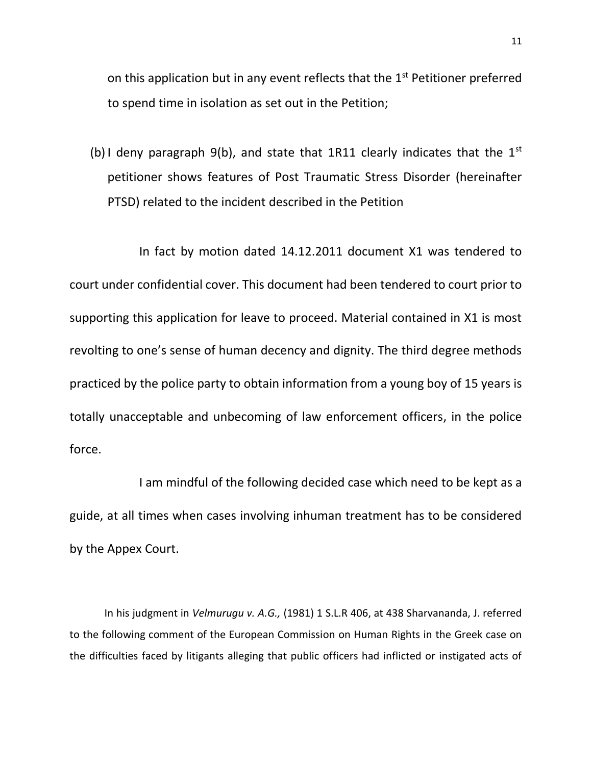on this application but in any event reflects that the 1st Petitioner preferred to spend time in isolation as set out in the Petition;

(b) I deny paragraph 9(b), and state that 1R11 clearly indicates that the 1st petitioner shows features of Post Traumatic Stress Disorder (hereinafter PTSD) related to the incident described in the Petition

In fact by motion dated 14.12.2011 document X1 was tendered to court under confidential cover. This document had been tendered to court prior to supporting this application for leave to proceed. Material contained in X1 is most revolting to one's sense of human decency and dignity. The third degree methods practiced by the police party to obtain information from a young boy of 15 years is totally unacceptable and unbecoming of law enforcement officers, in the police force.

I am mindful of the following decided case which need to be kept as a guide, at all times when cases involving inhuman treatment has to be considered by the Appex Court.

In his judgment in *Velmurugu v. A.G.,* (1981) 1 S.L.R 406, at 438 Sharvananda, J. referred to the following comment of the European Commission on Human Rights in the Greek case on the difficulties faced by litigants alleging that public officers had inflicted or instigated acts of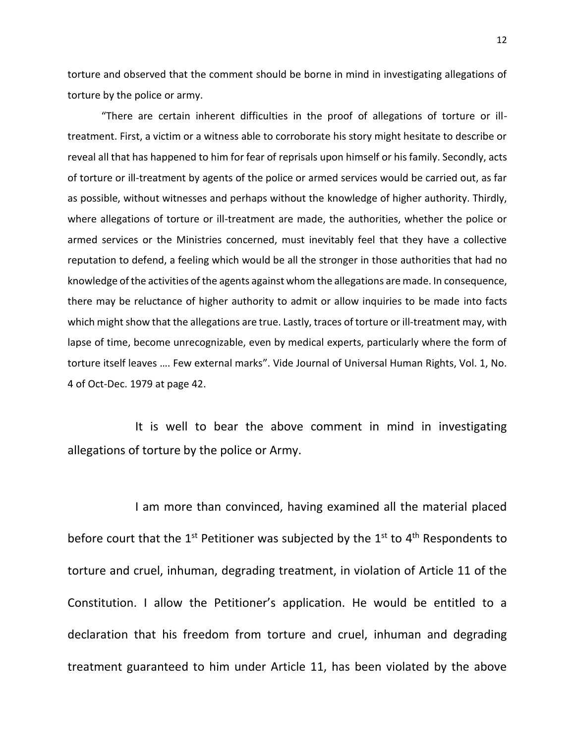torture and observed that the comment should be borne in mind in investigating allegations of torture by the police or army.

"There are certain inherent difficulties in the proof of allegations of torture or ill-treatment. First, a victim or a witness able to corroborate his story might hesitate to describe or reveal all that has happened to him for fear of reprisals upon himself or his family. Secondly, acts of torture or ill-treatment by agents of the police or armed services would be carried out, as far as possible, without witnesses and perhaps without the knowledge of higher authority. Thirdly, where allegations of torture or ill-treatment are made, the authorities, whether the police or armed services or the Ministries concerned, must inevitably feel that they have a collective reputation to defend, a feeling which would be all the stronger in those authorities that had no knowledge of the activities of the agents against whom the allegations are made. In consequence, there may be reluctance of higher authority to admit or allow inquiries to be made into facts which might show that the allegations are true. Lastly, traces of torture or ill-treatment may, with lapse of time, become unrecognizable, even by medical experts, particularly where the form of torture itself leaves …. Few external marks". Vide Journal of Universal Human Rights, Vol. 1, No. 4 of Oct-Dec. 1979 at page 42.

It is well to bear the above comment in mind in investigating allegations of torture by the police or Army.

I am more than convinced, having examined all the material placed before court that the 1st Petitioner was subjected by the 1st to 4th Respondents to torture and cruel, inhuman, degrading treatment, in violation of Article 11 of the Constitution. I allow the Petitioner's application. He would be entitled to a declaration that his freedom from torture and cruel, inhuman and degrading treatment guaranteed to him under Article 11, has been violated by the above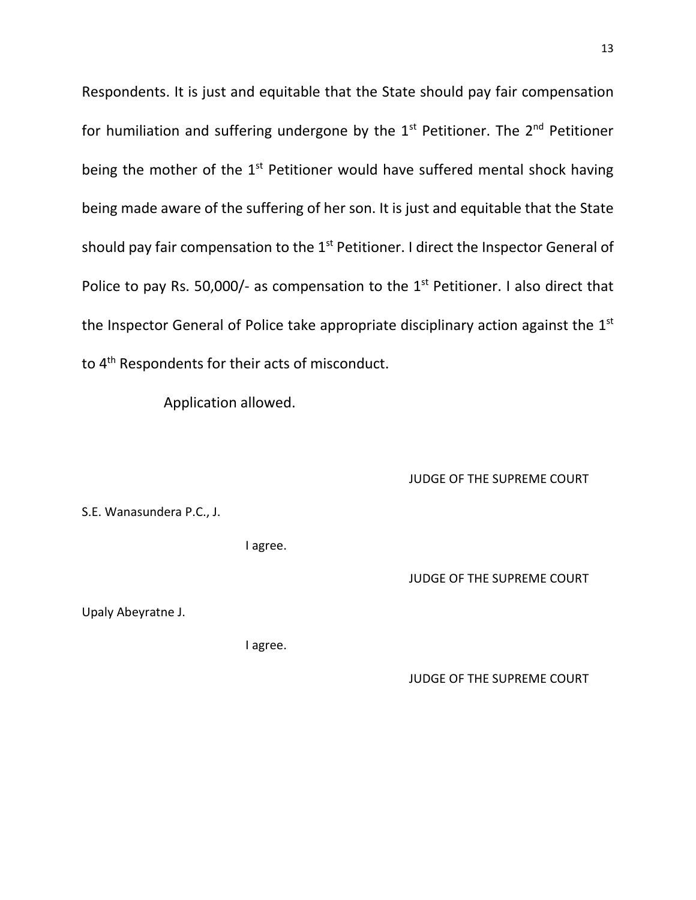Respondents. It is just and equitable that the State should pay fair compensation for humiliation and suffering undergone by the 1st Petitioner. The 2nd Petitioner being the mother of the 1st Petitioner would have suffered mental shock having being made aware of the suffering of her son. It is just and equitable that the State should pay fair compensation to the 1st Petitioner. I direct the Inspector General of Police to pay Rs. 50,000/- as compensation to the 1st Petitioner. I also direct that the Inspector General of Police take appropriate disciplinary action against the 1st to 4th Respondents for their acts of misconduct.

Application allowed.

JUDGE OF THE SUPREME COURT

S.E. Wanasundera P.C., J.

I agree.

JUDGE OF THE SUPREME COURT

Upaly Abeyratne J.

I agree.

JUDGE OF THE SUPREME COURT